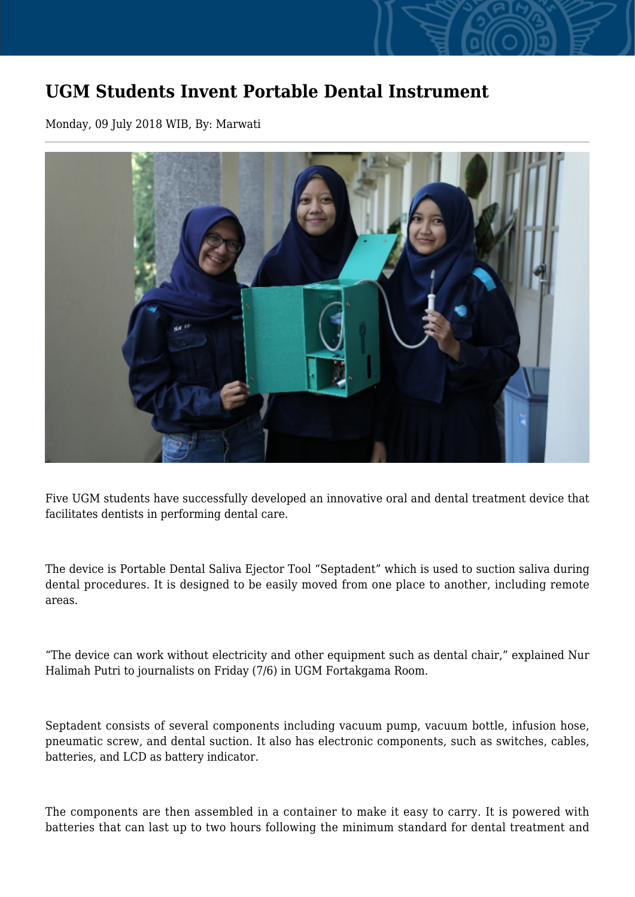# UGM Students Invent Portable Dental Instrument

Monday, 09 July 2018 WIB, By: Marwati

Five UGM students have successfully developed an innovative oral and dental treatment device that facilitates dentists in performing dental care.

The device is Portable Dental Saliva Ejector Tool "Septadent" which is used to suction saliva during dental procedures. It is designed to be easily moved from one place to another, including remote areas.

"The device can work without electricity and other equipment such as dental chair," explained Nur Halimah Putri to journalists on Friday (7/6) in UGM Fortakgama Room.

Septadent consists of several components including vacuum pump, vacuum bottle, infusion hose, pneumatic screw, and dental suction. It also has electronic components, such as switches, cables, batteries, and LCD as battery indicator.

The components are then assembled in a container to make it easy to carry. It is powered with batteries that can last up to two hours following the minimum standard for dental treatment and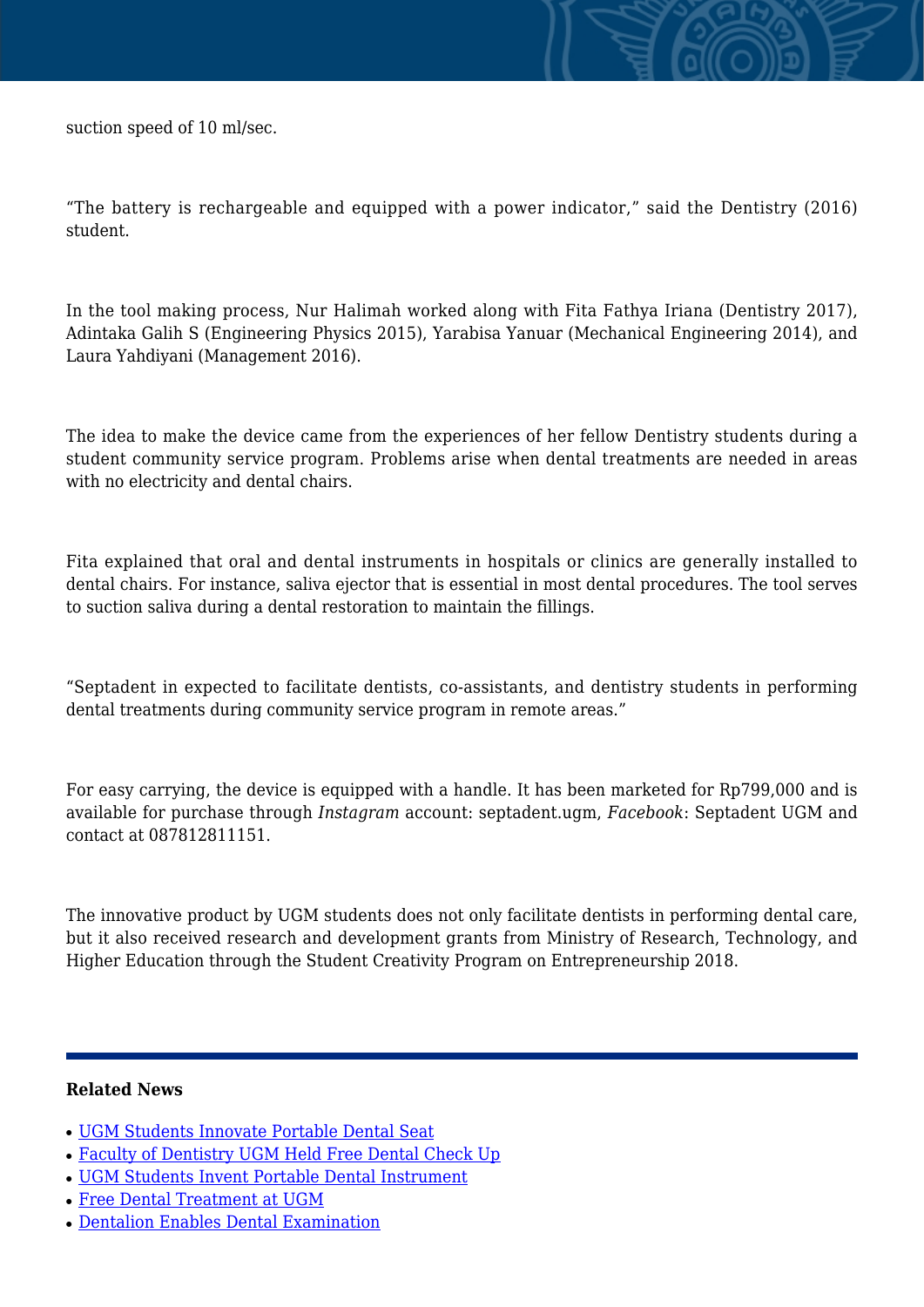suction speed of 10 ml/sec.

“The battery is rechargeable and equipped with a power indicator,” said the Dentistry (2016) student.

In the tool making process, Nur Halimah worked along with Fita Fathya Iriana (Dentistry 2017), Adintaka Galih S (Engineering Physics 2015), Yarabisa Yanuar (Mechanical Engineering 2014), and Laura Yahdiyani (Management 2016).

The idea to make the device came from the experiences of her fellow Dentistry students during a student community service program. Problems arise when dental treatments are needed in areas with no electricity and dental chairs.

Fita explained that oral and dental instruments in hospitals or clinics are generally installed to dental chairs. For instance, saliva ejector that is essential in most dental procedures. The tool serves to suction saliva during a dental restoration to maintain the fillings.

“Septadent in expected to facilitate dentists, co-assistants, and dentistry students in performing dental treatments during community service program in remote areas.”

For easy carrying, the device is equipped with a handle. It has been marketed for Rp799,000 and is available for purchase through *Instagram* account: septadent.ugm, *Facebook*: Septadent UGM and contact at 087812811151.

The innovative product by UGM students does not only facilitate dentists in performing dental care, but it also received research and development grants from Ministry of Research, Technology, and Higher Education through the Student Creativity Program on Entrepreneurship 2018.

---

**Related News**

- UGM Students Innovate Portable Dental Seat
- Faculty of Dentistry UGM Held Free Dental Check Up
- UGM Students Invent Portable Dental Instrument
- Free Dental Treatment at UGM
- Dentalion Enables Dental Examination